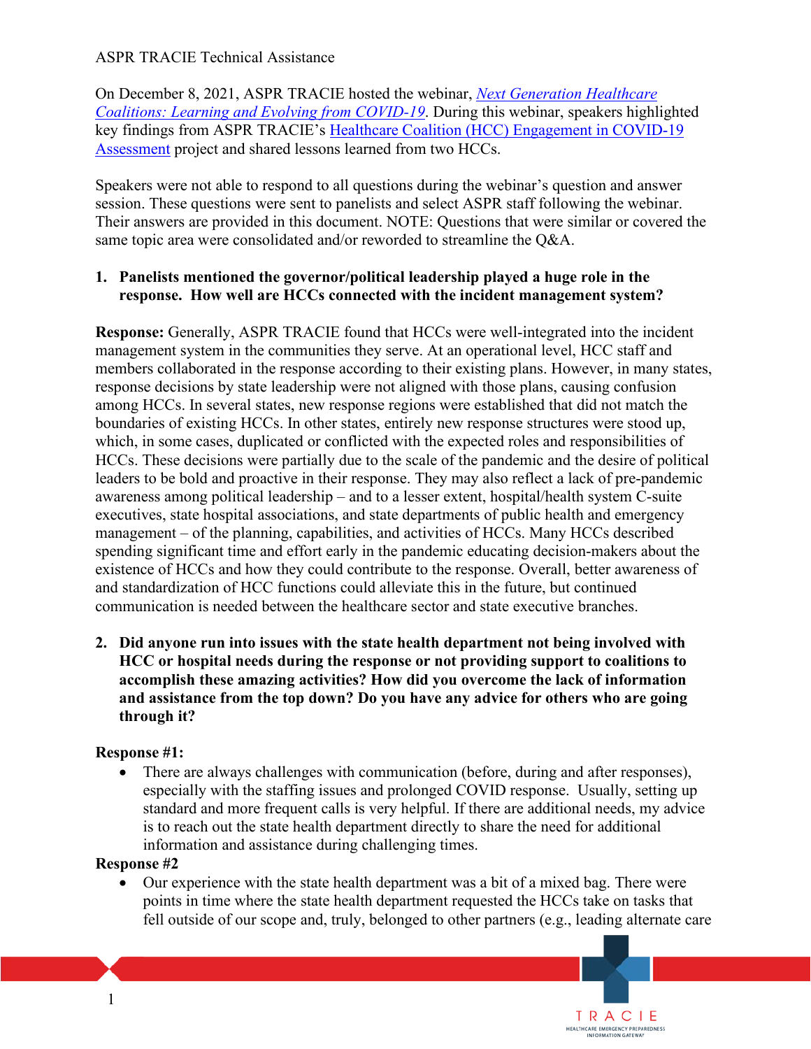ASPR TRACIE Technical Assistance

On December 8, 2021, ASPR TRACIE hosted the webinar, *Next Generation Healthcare Coalitions: Learning and Evolving from COVID-19*. During this webinar, speakers highlighted key findings from ASPR TRACIE's Healthcare Coalition (HCC) Engagement in COVID-19 Assessment project and shared lessons learned from two HCCs.

Speakers were not able to respond to all questions during the webinar's question and answer session. These questions were sent to panelists and select ASPR staff following the webinar. Their answers are provided in this document. NOTE: Questions that were similar or covered the same topic area were consolidated and/or reworded to streamline the Q&A.

1. **Panelists mentioned the governor/political leadership played a huge role in the response. How well are HCCs connected with the incident management system?**

**Response:** Generally, ASPR TRACIE found that HCCs were well-integrated into the incident management system in the communities they serve. At an operational level, HCC staff and members collaborated in the response according to their existing plans. However, in many states, response decisions by state leadership were not aligned with those plans, causing confusion among HCCs. In several states, new response regions were established that did not match the boundaries of existing HCCs. In other states, entirely new response structures were stood up, which, in some cases, duplicated or conflicted with the expected roles and responsibilities of HCCs. These decisions were partially due to the scale of the pandemic and the desire of political leaders to be bold and proactive in their response. They may also reflect a lack of pre-pandemic awareness among political leadership – and to a lesser extent, hospital/health system C-suite executives, state hospital associations, and state departments of public health and emergency management – of the planning, capabilities, and activities of HCCs. Many HCCs described spending significant time and effort early in the pandemic educating decision-makers about the existence of HCCs and how they could contribute to the response. Overall, better awareness of and standardization of HCC functions could alleviate this in the future, but continued communication is needed between the healthcare sector and state executive branches.

2. **Did anyone run into issues with the state health department not being involved with HCC or hospital needs during the response or not providing support to coalitions to accomplish these amazing activities? How did you overcome the lack of information and assistance from the top down? Do you have any advice for others who are going through it?**

**Response #1:**

- There are always challenges with communication (before, during and after responses), especially with the staffing issues and prolonged COVID response. Usually, setting up standard and more frequent calls is very helpful. If there are additional needs, my advice is to reach out the state health department directly to share the need for additional information and assistance during challenging times.

**Response #2**

- Our experience with the state health department was a bit of a mixed bag. There were points in time where the state health department requested the HCCs take on tasks that fell outside of our scope and, truly, belonged to other partners (e.g., leading alternate care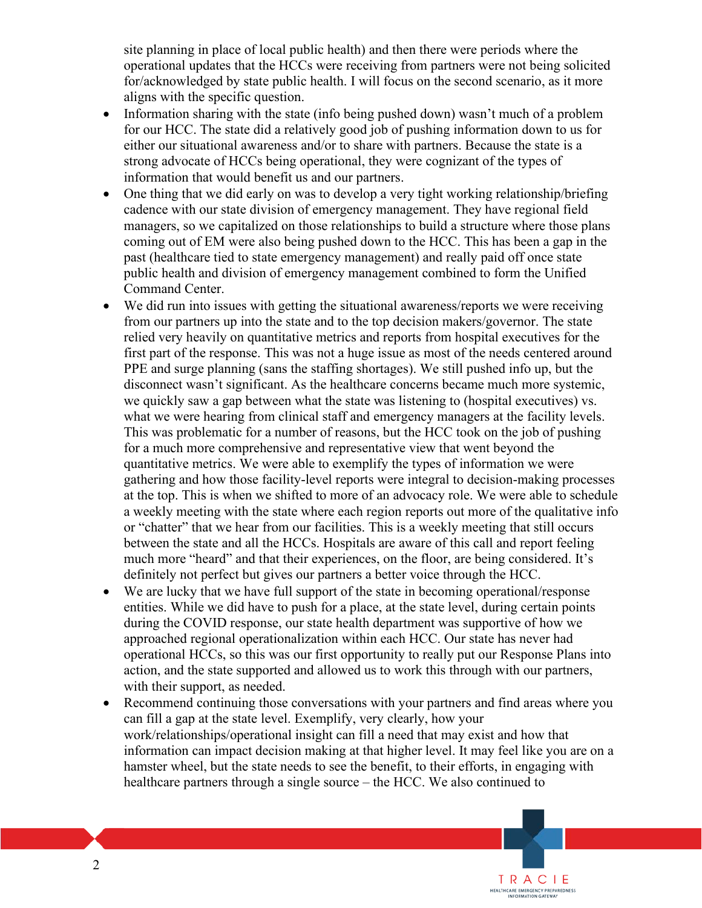site planning in place of local public health) and then there were periods where the operational updates that the HCCs were receiving from partners were not being solicited for/acknowledged by state public health. I will focus on the second scenario, as it more aligns with the specific question.

- Information sharing with the state (info being pushed down) wasn't much of a problem for our HCC. The state did a relatively good job of pushing information down to us for either our situational awareness and/or to share with partners. Because the state is a strong advocate of HCCs being operational, they were cognizant of the types of information that would benefit us and our partners.
- One thing that we did early on was to develop a very tight working relationship/briefing cadence with our state division of emergency management. They have regional field managers, so we capitalized on those relationships to build a structure where those plans coming out of EM were also being pushed down to the HCC. This has been a gap in the past (healthcare tied to state emergency management) and really paid off once state public health and division of emergency management combined to form the Unified Command Center.
- We did run into issues with getting the situational awareness/reports we were receiving from our partners up into the state and to the top decision makers/governor. The state relied very heavily on quantitative metrics and reports from hospital executives for the first part of the response. This was not a huge issue as most of the needs centered around PPE and surge planning (sans the staffing shortages). We still pushed info up, but the disconnect wasn't significant. As the healthcare concerns became much more systemic, we quickly saw a gap between what the state was listening to (hospital executives) vs. what we were hearing from clinical staff and emergency managers at the facility levels. This was problematic for a number of reasons, but the HCC took on the job of pushing for a much more comprehensive and representative view that went beyond the quantitative metrics. We were able to exemplify the types of information we were gathering and how those facility-level reports were integral to decision-making processes at the top. This is when we shifted to more of an advocacy role. We were able to schedule a weekly meeting with the state where each region reports out more of the qualitative info or "chatter" that we hear from our facilities. This is a weekly meeting that still occurs between the state and all the HCCs. Hospitals are aware of this call and report feeling much more "heard" and that their experiences, on the floor, are being considered. It's definitely not perfect but gives our partners a better voice through the HCC.
- We are lucky that we have full support of the state in becoming operational/response entities. While we did have to push for a place, at the state level, during certain points during the COVID response, our state health department was supportive of how we approached regional operationalization within each HCC. Our state has never had operational HCCs, so this was our first opportunity to really put our Response Plans into action, and the state supported and allowed us to work this through with our partners, with their support, as needed.
- Recommend continuing those conversations with your partners and find areas where you can fill a gap at the state level. Exemplify, very clearly, how your work/relationships/operational insight can fill a need that may exist and how that information can impact decision making at that higher level. It may feel like you are on a hamster wheel, but the state needs to see the benefit, to their efforts, in engaging with healthcare partners through a single source – the HCC. We also continued to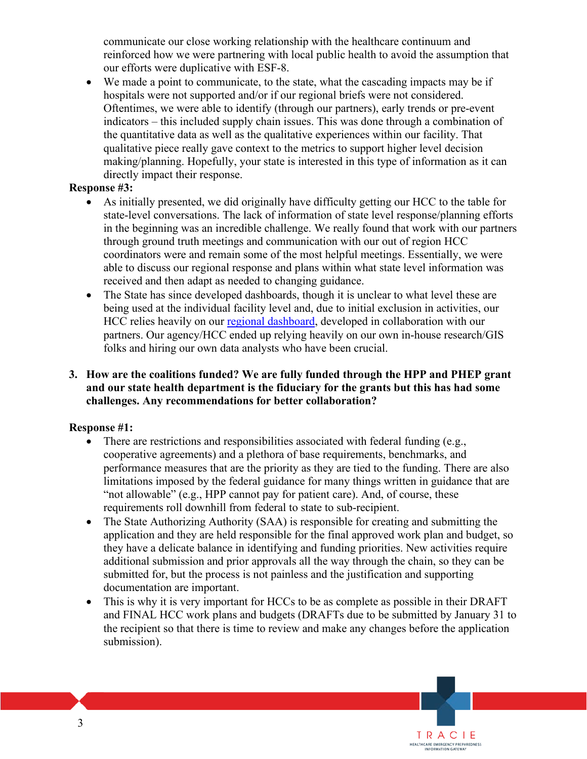communicate our close working relationship with the healthcare continuum and reinforced how we were partnering with local public health to avoid the assumption that our efforts were duplicative with ESF-8.

- We made a point to communicate, to the state, what the cascading impacts may be if hospitals were not supported and/or if our regional briefs were not considered. Oftentimes, we were able to identify (through our partners), early trends or pre-event indicators – this included supply chain issues. This was done through a combination of the quantitative data as well as the qualitative experiences within our facility. That qualitative piece really gave context to the metrics to support higher level decision making/planning. Hopefully, your state is interested in this type of information as it can directly impact their response.

**Response #3:**

- As initially presented, we did originally have difficulty getting our HCC to the table for state-level conversations. The lack of information of state level response/planning efforts in the beginning was an incredible challenge. We really found that work with our partners through ground truth meetings and communication with our out of region HCC coordinators were and remain some of the most helpful meetings. Essentially, we were able to discuss our regional response and plans within what state level information was received and then adapt as needed to changing guidance.
- The State has since developed dashboards, though it is unclear to what level these are being used at the individual facility level and, due to initial exclusion in activities, our HCC relies heavily on our [regional dashboard](), developed in collaboration with our partners. Our agency/HCC ended up relying heavily on our own in-house research/GIS folks and hiring our own data analysts who have been crucial.

**3. How are the coalitions funded? We are fully funded through the HPP and PHEP grant and our state health department is the fiduciary for the grants but this has had some challenges. Any recommendations for better collaboration?**

**Response #1:**

- There are restrictions and responsibilities associated with federal funding (e.g., cooperative agreements) and a plethora of base requirements, benchmarks, and performance measures that are the priority as they are tied to the funding. There are also limitations imposed by the federal guidance for many things written in guidance that are "not allowable" (e.g., HPP cannot pay for patient care). And, of course, these requirements roll downhill from federal to state to sub-recipient.
- The State Authorizing Authority (SAA) is responsible for creating and submitting the application and they are held responsible for the final approved work plan and budget, so they have a delicate balance in identifying and funding priorities. New activities require additional submission and prior approvals all the way through the chain, so they can be submitted for, but the process is not painless and the justification and supporting documentation are important.
- This is why it is very important for HCCs to be as complete as possible in their DRAFT and FINAL HCC work plans and budgets (DRAFTs due to be submitted by January 31 to the recipient so that there is time to review and make any changes before the application submission).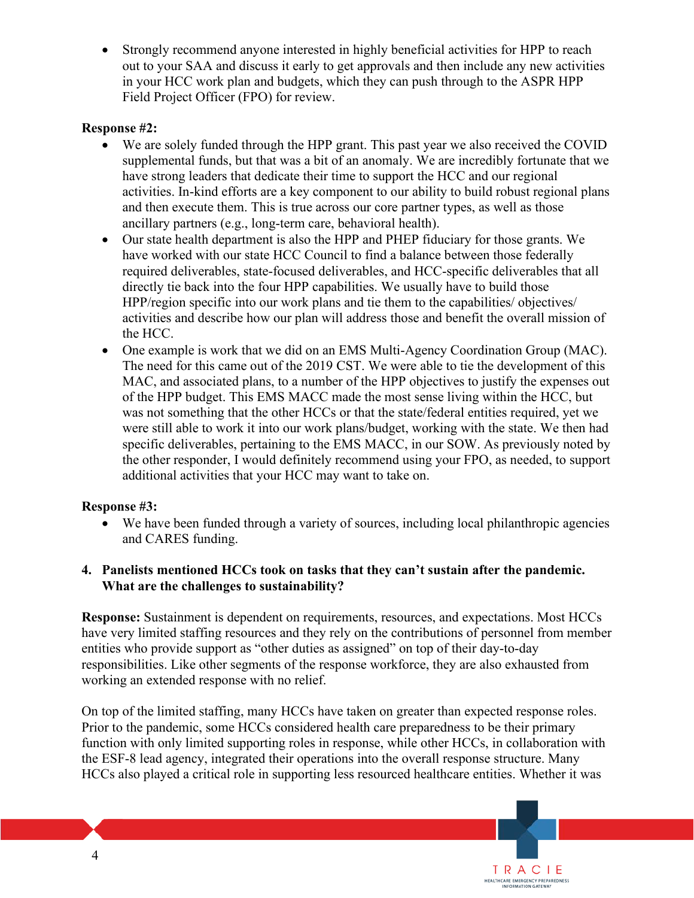- Strongly recommend anyone interested in highly beneficial activities for HPP to reach out to your SAA and discuss it early to get approvals and then include any new activities in your HCC work plan and budgets, which they can push through to the ASPR HPP Field Project Officer (FPO) for review.

**Response #2:**

- We are solely funded through the HPP grant. This past year we also received the COVID supplemental funds, but that was a bit of an anomaly. We are incredibly fortunate that we have strong leaders that dedicate their time to support the HCC and our regional activities. In-kind efforts are a key component to our ability to build robust regional plans and then execute them. This is true across our core partner types, as well as those ancillary partners (e.g., long-term care, behavioral health).
- Our state health department is also the HPP and PHEP fiduciary for those grants. We have worked with our state HCC Council to find a balance between those federally required deliverables, state-focused deliverables, and HCC-specific deliverables that all directly tie back into the four HPP capabilities. We usually have to build those HPP/region specific into our work plans and tie them to the capabilities/ objectives/ activities and describe how our plan will address those and benefit the overall mission of the HCC.
- One example is work that we did on an EMS Multi-Agency Coordination Group (MAC). The need for this came out of the 2019 CST. We were able to tie the development of this MAC, and associated plans, to a number of the HPP objectives to justify the expenses out of the HPP budget. This EMS MACC made the most sense living within the HCC, but was not something that the other HCCs or that the state/federal entities required, yet we were still able to work it into our work plans/budget, working with the state. We then had specific deliverables, pertaining to the EMS MACC, in our SOW. As previously noted by the other responder, I would definitely recommend using your FPO, as needed, to support additional activities that your HCC may want to take on.

**Response #3:**

- We have been funded through a variety of sources, including local philanthropic agencies and CARES funding.

**4. Panelists mentioned HCCs took on tasks that they can't sustain after the pandemic. What are the challenges to sustainability?**

**Response:** Sustainment is dependent on requirements, resources, and expectations. Most HCCs have very limited staffing resources and they rely on the contributions of personnel from member entities who provide support as "other duties as assigned" on top of their day-to-day responsibilities. Like other segments of the response workforce, they are also exhausted from working an extended response with no relief.

On top of the limited staffing, many HCCs have taken on greater than expected response roles. Prior to the pandemic, some HCCs considered health care preparedness to be their primary function with only limited supporting roles in response, while other HCCs, in collaboration with the ESF-8 lead agency, integrated their operations into the overall response structure. Many HCCs also played a critical role in supporting less resourced healthcare entities. Whether it was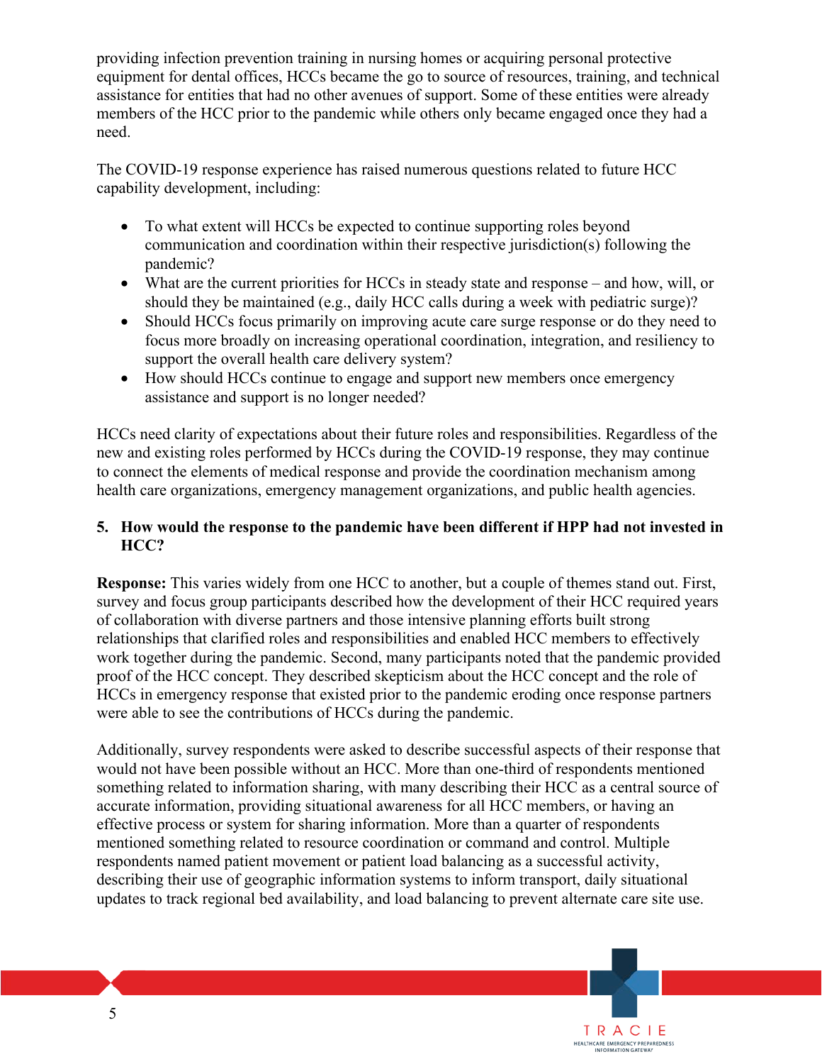providing infection prevention training in nursing homes or acquiring personal protective equipment for dental offices, HCCs became the go to source of resources, training, and technical assistance for entities that had no other avenues of support. Some of these entities were already members of the HCC prior to the pandemic while others only became engaged once they had a need.

The COVID-19 response experience has raised numerous questions related to future HCC capability development, including:

- To what extent will HCCs be expected to continue supporting roles beyond communication and coordination within their respective jurisdiction(s) following the pandemic?
- What are the current priorities for HCCs in steady state and response – and how, will, or should they be maintained (e.g., daily HCC calls during a week with pediatric surge)?
- Should HCCs focus primarily on improving acute care surge response or do they need to focus more broadly on increasing operational coordination, integration, and resiliency to support the overall health care delivery system?
- How should HCCs continue to engage and support new members once emergency assistance and support is no longer needed?

HCCs need clarity of expectations about their future roles and responsibilities. Regardless of the new and existing roles performed by HCCs during the COVID-19 response, they may continue to connect the elements of medical response and provide the coordination mechanism among health care organizations, emergency management organizations, and public health agencies.

**5. How would the response to the pandemic have been different if HPP had not invested in HCC?**

**Response:** This varies widely from one HCC to another, but a couple of themes stand out. First, survey and focus group participants described how the development of their HCC required years of collaboration with diverse partners and those intensive planning efforts built strong relationships that clarified roles and responsibilities and enabled HCC members to effectively work together during the pandemic. Second, many participants noted that the pandemic provided proof of the HCC concept. They described skepticism about the HCC concept and the role of HCCs in emergency response that existed prior to the pandemic eroding once response partners were able to see the contributions of HCCs during the pandemic.

Additionally, survey respondents were asked to describe successful aspects of their response that would not have been possible without an HCC. More than one-third of respondents mentioned something related to information sharing, with many describing their HCC as a central source of accurate information, providing situational awareness for all HCC members, or having an effective process or system for sharing information. More than a quarter of respondents mentioned something related to resource coordination or command and control. Multiple respondents named patient movement or patient load balancing as a successful activity, describing their use of geographic information systems to inform transport, daily situational updates to track regional bed availability, and load balancing to prevent alternate care site use.